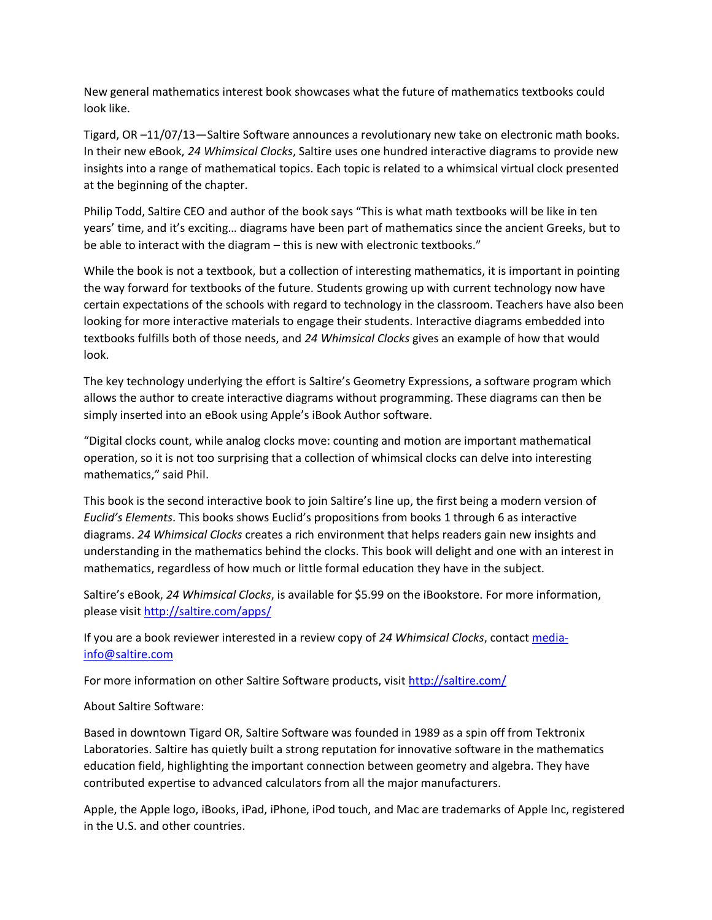New general mathematics interest book showcases what the future of mathematics textbooks could look like.

Tigard, OR –11/07/13—Saltire Software announces a revolutionary new take on electronic math books. In their new eBook, *24 Whimsical Clocks*, Saltire uses one hundred interactive diagrams to provide new insights into a range of mathematical topics. Each topic is related to a whimsical virtual clock presented at the beginning of the chapter.

Philip Todd, Saltire CEO and author of the book says "This is what math textbooks will be like in ten years' time, and it's exciting… diagrams have been part of mathematics since the ancient Greeks, but to be able to interact with the diagram – this is new with electronic textbooks."

While the book is not a textbook, but a collection of interesting mathematics, it is important in pointing the way forward for textbooks of the future. Students growing up with current technology now have certain expectations of the schools with regard to technology in the classroom. Teachers have also been looking for more interactive materials to engage their students. Interactive diagrams embedded into textbooks fulfills both of those needs, and *24 Whimsical Clocks* gives an example of how that would look.

The key technology underlying the effort is Saltire's Geometry Expressions, a software program which allows the author to create interactive diagrams without programming. These diagrams can then be simply inserted into an eBook using Apple's iBook Author software.

"Digital clocks count, while analog clocks move: counting and motion are important mathematical operation, so it is not too surprising that a collection of whimsical clocks can delve into interesting mathematics," said Phil.

This book is the second interactive book to join Saltire's line up, the first being a modern version of *Euclid's Elements*. This books shows Euclid's propositions from books 1 through 6 as interactive diagrams. *24 Whimsical Clocks* creates a rich environment that helps readers gain new insights and understanding in the mathematics behind the clocks. This book will delight and one with an interest in mathematics, regardless of how much or little formal education they have in the subject.

Saltire's eBook, *24 Whimsical Clocks*, is available for $5.99 on the iBookstore. For more information, please visit http://saltire.com/apps/

If you are a book reviewer interested in a review copy of *24 Whimsical Clocks*, contact media-info@saltire.com

For more information on other Saltire Software products, visit http://saltire.com/

About Saltire Software:

Based in downtown Tigard OR, Saltire Software was founded in 1989 as a spin off from Tektronix Laboratories. Saltire has quietly built a strong reputation for innovative software in the mathematics education field, highlighting the important connection between geometry and algebra. They have contributed expertise to advanced calculators from all the major manufacturers.

Apple, the Apple logo, iBooks, iPad, iPhone, iPod touch, and Mac are trademarks of Apple Inc, registered in the U.S. and other countries.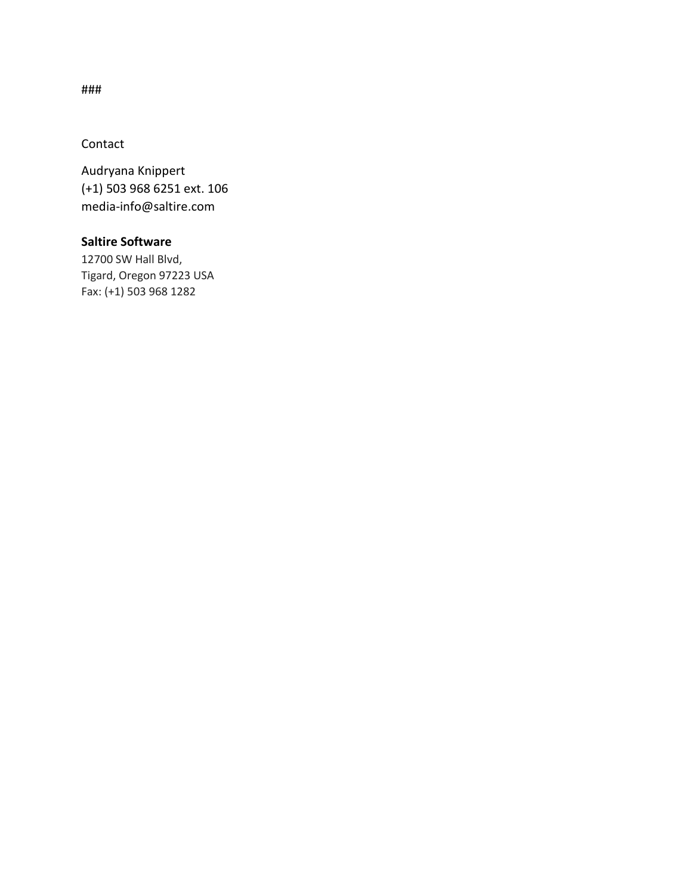###

Contact

Audryana Knippert
(+1) 503 968 6251 ext. 106
media-info@saltire.com

**Saltire Software**
12700 SW Hall Blvd,
Tigard, Oregon 97223 USA
Fax: (+1) 503 968 1282